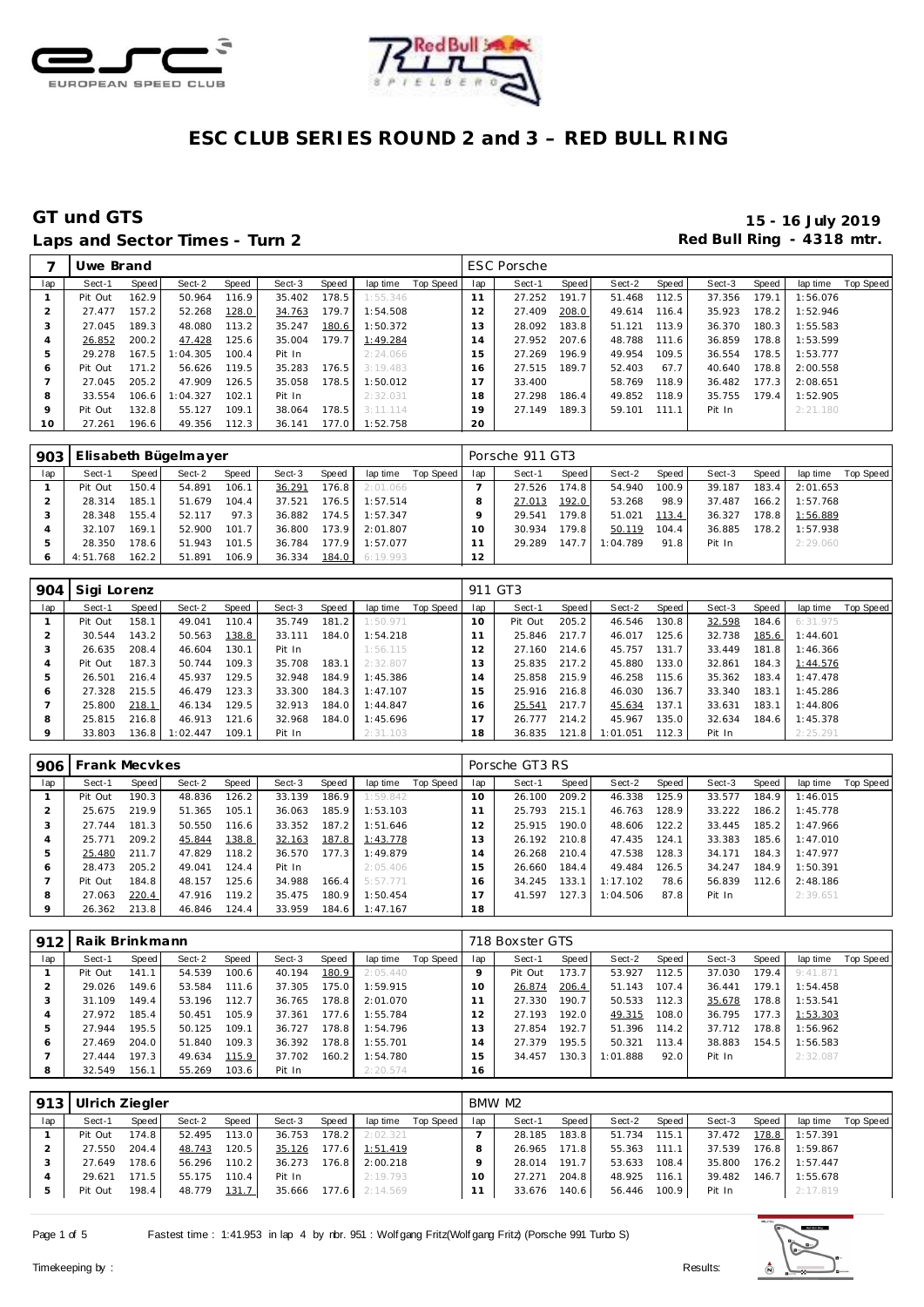# ESC CLUB SERIES ROUND 2 and 3 – RED BULL RING

## GT und GTS

**15 - 16 July 2019**

**Laps and Sector Times - Turn 2**

**Red Bull Ring - 4318 mtr.**

| 7 | Uwe Brand | | | | | | | | ESC Porsche | | | | | | | | |
|---|---|---|---|---|---|---|---|---|---|---|---|---|---|---|---|---|---|
| lap | Sect-1 | Speed | Sect-2 | Speed | Sect-3 | Speed | lap time | Top Speed | lap | Sect-1 | Speed | Sect-2 | Speed | Sect-3 | Speed | lap time | Top Speed |
| 1 | Pit Out | 162.9 | 50.964 | 116.9 | 35.402 | 178.5 | 1:55.346 | | 11 | 27.252 | 191.7 | 51.468 | 112.5 | 37.356 | 179.1 | 1:56.076 | |
| 2 | 27.477 | 157.2 | 52.268 | 128.0 | 34.763 | 179.7 | 1:54.508 | | 12 | 27.409 | 208.0 | 49.614 | 116.4 | 35.923 | 178.2 | 1:52.946 | |
| 3 | 27.045 | 189.3 | 48.080 | 113.2 | 35.247 | 180.6 | 1:50.372 | | 13 | 28.092 | 183.8 | 51.121 | 113.9 | 36.370 | 180.3 | 1:55.583 | |
| 4 | 26.852 | 200.2 | 47.428 | 125.6 | 35.004 | 179.7 | 1:49.284 | | 14 | 27.952 | 207.6 | 48.788 | 111.6 | 36.859 | 178.8 | 1:53.599 | |
| 5 | 29.278 | 167.5 | 1:04.305 | 100.4 | Pit In | | 2:24.066 | | 15 | 27.269 | 196.9 | 49.954 | 109.5 | 36.554 | 178.5 | 1:53.777 | |
| 6 | Pit Out | 171.2 | 56.626 | 119.5 | 35.283 | 176.5 | 3:19.483 | | 16 | 27.515 | 189.7 | 52.403 | 67.7 | 40.640 | 178.8 | 2:00.558 | |
| 7 | 27.045 | 205.2 | 47.909 | 126.5 | 35.058 | 178.5 | 1:50.012 | | 17 | 33.400 | | 58.769 | 118.9 | 36.482 | 177.3 | 2:08.651 | |
| 8 | 33.554 | 106.6 | 1:04.327 | 102.1 | Pit In | | 2:32.031 | | 18 | 27.298 | 186.4 | 49.852 | 118.9 | 35.755 | 179.4 | 1:52.905 | |
| 9 | Pit Out | 132.8 | 55.127 | 109.1 | 38.064 | 178.5 | 3:11.114 | | 19 | 27.149 | 189.3 | 59.101 | 111.1 | Pit In | | 2:21.180 | |
| 10 | 27.261 | 196.6 | 49.356 | 112.3 | 36.141 | 177.0 | 1:52.758 | | 20 | | | | | | | | |

| 903 | Elisabeth Bügelmayer | | | | | | | | Porsche 911 GT3 | | | | | | | | |
|---|---|---|---|---|---|---|---|---|---|---|---|---|---|---|---|---|---|
| lap | Sect-1 | Speed | Sect-2 | Speed | Sect-3 | Speed | lap time | Top Speed | lap | Sect-1 | Speed | Sect-2 | Speed | Sect-3 | Speed | lap time | Top Speed |
| 1 | Pit Out | 150.4 | 54.891 | 106.1 | 36.291 | 176.8 | 2:01.066 | | 7 | 27.526 | 174.8 | 54.940 | 100.9 | 39.187 | 183.4 | 2:01.653 | |
| 2 | 28.314 | 185.1 | 51.679 | 104.4 | 37.521 | 176.5 | 1:57.514 | | 8 | 27.013 | 192.0 | 53.268 | 98.9 | 37.487 | 166.2 | 1:57.768 | |
| 3 | 28.348 | 155.4 | 52.117 | 97.3 | 36.882 | 174.5 | 1:57.347 | | 9 | 29.541 | 179.8 | 51.021 | 113.4 | 36.327 | 178.8 | 1:56.889 | |
| 4 | 32.107 | 169.1 | 52.900 | 101.7 | 36.800 | 173.9 | 2:01.807 | | 10 | 30.934 | 179.8 | 50.119 | 104.4 | 36.885 | 178.2 | 1:57.938 | |
| 5 | 28.350 | 178.6 | 51.943 | 101.5 | 36.784 | 177.9 | 1:57.077 | | 11 | 29.289 | 147.7 | 1:04.789 | 91.8 | Pit In | | 2:29.060 | |
| 6 | 4:51.768 | 162.2 | 51.891 | 106.9 | 36.334 | 184.0 | 6:19.993 | | 12 | | | | | | | | |

| 904 | Sigi Lorenz | | | | | | | | 911 GT3 | | | | | | | | |
|---|---|---|---|---|---|---|---|---|---|---|---|---|---|---|---|---|---|
| lap | Sect-1 | Speed | Sect-2 | Speed | Sect-3 | Speed | lap time | Top Speed | lap | Sect-1 | Speed | Sect-2 | Speed | Sect-3 | Speed | lap time | Top Speed |
| 1 | Pit Out | 158.1 | 49.041 | 110.4 | 35.749 | 181.2 | 1:50.971 | | 10 | Pit Out | 205.2 | 46.546 | 130.8 | 32.598 | 184.6 | 6:31.975 | |
| 2 | 30.544 | 143.2 | 50.563 | 138.8 | 33.111 | 184.0 | 1:54.218 | | 11 | 25.846 | 217.7 | 46.017 | 125.6 | 32.738 | 185.6 | 1:44.601 | |
| 3 | 26.635 | 208.4 | 46.604 | 130.1 | Pit In | | 1:56.115 | | 12 | 27.160 | 214.6 | 45.757 | 131.7 | 33.449 | 181.8 | 1:46.366 | |
| 4 | Pit Out | 187.3 | 50.744 | 109.3 | 35.708 | 183.1 | 2:32.807 | | 13 | 25.835 | 217.2 | 45.880 | 133.0 | 32.861 | 184.3 | 1:44.576 | |
| 5 | 26.501 | 216.4 | 45.937 | 129.5 | 32.948 | 184.9 | 1:45.386 | | 14 | 25.858 | 215.9 | 46.258 | 115.6 | 35.362 | 183.4 | 1:47.478 | |
| 6 | 27.328 | 215.5 | 46.479 | 123.3 | 33.300 | 184.3 | 1:47.107 | | 15 | 25.916 | 216.8 | 46.030 | 136.7 | 33.340 | 183.1 | 1:45.286 | |
| 7 | 25.800 | 218.1 | 46.134 | 129.5 | 32.913 | 184.0 | 1:44.847 | | 16 | 25.541 | 217.7 | 45.634 | 137.1 | 33.631 | 183.1 | 1:44.806 | |
| 8 | 25.815 | 216.8 | 46.913 | 121.6 | 32.968 | 184.0 | 1:45.696 | | 17 | 26.777 | 214.2 | 45.967 | 135.0 | 32.634 | 184.6 | 1:45.378 | |
| 9 | 33.803 | 136.8 | 1:02.447 | 109.1 | Pit In | | 2:31.103 | | 18 | 36.835 | 121.8 | 1:01.051 | 112.3 | Pit In | | 2:25.291 | |

| 906 | Frank Mecvkes | | | | | | | | Porsche GT3 RS | | | | | | | | |
|---|---|---|---|---|---|---|---|---|---|---|---|---|---|---|---|---|---|
| lap | Sect-1 | Speed | Sect-2 | Speed | Sect-3 | Speed | lap time | Top Speed | lap | Sect-1 | Speed | Sect-2 | Speed | Sect-3 | Speed | lap time | Top Speed |
| 1 | Pit Out | 190.3 | 48.836 | 126.2 | 33.139 | 186.9 | 1:59.842 | | 10 | 26.100 | 209.2 | 46.338 | 125.9 | 33.577 | 184.9 | 1:46.015 | |
| 2 | 25.675 | 219.9 | 51.365 | 105.1 | 36.063 | 185.9 | 1:53.103 | | 11 | 25.793 | 215.1 | 46.763 | 128.9 | 33.222 | 186.2 | 1:45.778 | |
| 3 | 27.744 | 181.3 | 50.550 | 116.6 | 33.352 | 187.2 | 1:51.646 | | 12 | 25.915 | 190.0 | 48.606 | 122.2 | 33.445 | 185.2 | 1:47.966 | |
| 4 | 25.771 | 209.2 | 45.844 | 138.8 | 32.163 | 187.8 | 1:43.778 | | 13 | 26.192 | 210.8 | 47.435 | 124.1 | 33.383 | 185.6 | 1:47.010 | |
| 5 | 25.480 | 211.7 | 47.829 | 118.2 | 36.570 | 177.3 | 1:49.879 | | 14 | 26.268 | 210.4 | 47.538 | 128.3 | 34.171 | 184.3 | 1:47.977 | |
| 6 | 28.473 | 205.2 | 49.041 | 124.4 | Pit In | | 2:05.406 | | 15 | 26.660 | 184.4 | 49.484 | 126.5 | 34.247 | 184.9 | 1:50.391 | |
| 7 | Pit Out | 184.8 | 48.157 | 125.6 | 34.988 | 166.4 | 5:57.771 | | 16 | 34.245 | 133.1 | 1:17.102 | 78.6 | 56.839 | 112.6 | 2:48.186 | |
| 8 | 27.063 | 220.4 | 47.916 | 119.2 | 35.475 | 180.9 | 1:50.454 | | 17 | 41.597 | 127.3 | 1:04.506 | 87.8 | Pit In | | 2:39.651 | |
| 9 | 26.362 | 213.8 | 46.846 | 124.4 | 33.959 | 184.6 | 1:47.167 | | 18 | | | | | | | | |

| 912 | Raik Brinkmann | | | | | | | | 718 Boxster GTS | | | | | | | | |
|---|---|---|---|---|---|---|---|---|---|---|---|---|---|---|---|---|---|
| lap | Sect-1 | Speed | Sect-2 | Speed | Sect-3 | Speed | lap time | Top Speed | lap | Sect-1 | Speed | Sect-2 | Speed | Sect-3 | Speed | lap time | Top Speed |
| 1 | Pit Out | 141.1 | 54.539 | 100.6 | 40.194 | 180.9 | 2:05.440 | | 9 | Pit Out | 173.7 | 53.927 | 112.5 | 37.030 | 179.4 | 9:41.871 | |
| 2 | 29.026 | 149.6 | 53.584 | 111.6 | 37.305 | 175.0 | 1:59.915 | | 10 | 26.874 | 206.4 | 51.143 | 107.4 | 36.441 | 179.1 | 1:54.458 | |
| 3 | 31.109 | 149.4 | 53.196 | 112.7 | 36.765 | 178.8 | 2:01.070 | | 11 | 27.330 | 190.7 | 50.533 | 112.3 | 35.678 | 178.8 | 1:53.541 | |
| 4 | 27.972 | 185.4 | 50.451 | 105.9 | 37.361 | 177.6 | 1:55.784 | | 12 | 27.193 | 192.0 | 49.315 | 108.0 | 36.795 | 177.3 | 1:53.303 | |
| 5 | 27.944 | 195.5 | 50.125 | 109.1 | 36.727 | 178.8 | 1:54.796 | | 13 | 27.854 | 192.7 | 51.396 | 114.2 | 37.712 | 178.8 | 1:56.962 | |
| 6 | 27.469 | 204.0 | 51.840 | 109.3 | 36.392 | 178.8 | 1:55.701 | | 14 | 27.379 | 195.5 | 50.321 | 113.4 | 38.883 | 154.5 | 1:56.583 | |
| 7 | 27.444 | 197.3 | 49.634 | 115.9 | 37.702 | 160.2 | 1:54.780 | | 15 | 34.457 | 130.3 | 1:01.888 | 92.0 | Pit In | | 2:32.087 | |
| 8 | 32.549 | 156.1 | 55.269 | 103.6 | Pit In | | 2:20.574 | | 16 | | | | | | | | |

| 913 | Ulrich Ziegler | | | | | | | | BMW M2 | | | | | | | | |
|---|---|---|---|---|---|---|---|---|---|---|---|---|---|---|---|---|---|
| lap | Sect-1 | Speed | Sect-2 | Speed | Sect-3 | Speed | lap time | Top Speed | lap | Sect-1 | Speed | Sect-2 | Speed | Sect-3 | Speed | lap time | Top Speed |
| 1 | Pit Out | 174.8 | 52.495 | 113.0 | 36.753 | 178.2 | 2:02.321 | | 7 | 28.185 | 183.8 | 51.734 | 115.1 | 37.472 | 178.8 | 1:57.391 | |
| 2 | 27.550 | 204.4 | 48.743 | 120.5 | 35.126 | 177.6 | 1:51.419 | | 8 | 26.965 | 171.8 | 55.363 | 111.1 | 37.539 | 176.8 | 1:59.867 | |
| 3 | 27.649 | 178.6 | 56.296 | 110.2 | 36.273 | 176.8 | 2:00.218 | | 9 | 28.014 | 191.7 | 53.633 | 108.4 | 35.800 | 176.2 | 1:57.447 | |
| 4 | 29.621 | 171.5 | 55.175 | 110.4 | Pit In | | 2:19.793 | | 10 | 27.271 | 204.8 | 48.925 | 116.1 | 39.482 | 146.7 | 1:55.678 | |
| 5 | Pit Out | 198.4 | 48.779 | 131.7 | 35.666 | 177.6 | 2:14.569 | | 11 | 33.676 | 140.6 | 56.446 | 100.9 | Pit In | | 2:17.819 | |

Fastest time : 1:41.953 in lap 4 by nbr. 951 : Wolfgang Fritz(Wolfgang Fritz) (Porsche 991 Turbo S)

Timekeeping by : Results: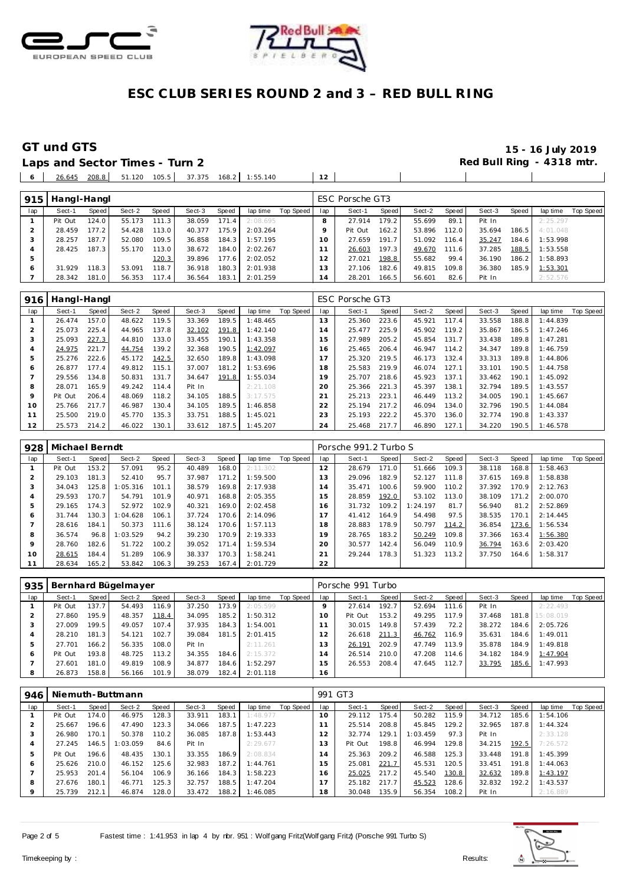# ESC CLUB SERIES ROUND 2 and 3 – RED BULL RING

## GT und GTS

**Laps and Sector Times - Turn 2**

**15 - 16 July 2019**

**Red Bull Ring - 4318 mtr.**

| 6 | 26.645 | 208.8 | 51.120 | 105.5 | 37.375 | 168.2 | 1:55.140 | | 12 | | | | | | | | |
|---|---|---|---|---|---|---|---|---|---|---|---|---|---|---|---|---|---|

### 915 Hangl-Hangl — ESC Porsche GT3

| lap | Sect-1 | Speed | Sect-2 | Speed | Sect-3 | Speed | lap time | Top Speed | lap | Sect-1 | Speed | Sect-2 | Speed | Sect-3 | Speed | lap time | Top Speed |
|---|---|---|---|---|---|---|---|---|---|---|---|---|---|---|---|---|---|
| 1 | Pit Out | 124.0 | 55.173 | 111.3 | 38.059 | 171.4 | 2:08.695 | | 8 | 27.914 | 179.2 | 55.699 | 89.1 | Pit In | | 2:25.297 | |
| 2 | 28.459 | 177.2 | 54.428 | 113.0 | 40.377 | 175.9 | 2:03.264 | | 9 | Pit Out | 162.2 | 53.896 | 112.0 | 35.694 | 186.5 | 4:01.048 | |
| 3 | 28.257 | 187.7 | 52.080 | 109.5 | 36.858 | 184.3 | 1:57.195 | | 10 | 27.659 | 191.7 | 51.092 | 116.4 | 35.247 | 184.6 | 1:53.998 | |
| 4 | 28.425 | 187.3 | 55.170 | 113.0 | 38.672 | 184.0 | 2:02.267 | | 11 | 26.603 | 197.3 | 49.670 | 111.6 | 37.285 | 188.5 | 1:53.558 | |
| 5 | | | | 120.3 | 39.896 | 177.6 | 2:02.052 | | 12 | 27.021 | 198.8 | 55.682 | 99.4 | 36.190 | 186.2 | 1:58.893 | |
| 6 | 31.929 | 118.3 | 53.091 | 118.7 | 36.918 | 180.3 | 2:01.938 | | 13 | 27.106 | 182.6 | 49.815 | 109.8 | 36.380 | 185.9 | 1:53.301 | |
| 7 | 28.342 | 181.0 | 56.353 | 117.4 | 36.564 | 183.1 | 2:01.259 | | 14 | 28.201 | 166.5 | 56.601 | 82.6 | Pit In | | 2:52.576 | |

### 916 Hangl-Hangl — ESC Porsche GT3

| lap | Sect-1 | Speed | Sect-2 | Speed | Sect-3 | Speed | lap time | Top Speed | lap | Sect-1 | Speed | Sect-2 | Speed | Sect-3 | Speed | lap time | Top Speed |
|---|---|---|---|---|---|---|---|---|---|---|---|---|---|---|---|---|---|
| 1 | 26.474 | 157.0 | 48.622 | 119.5 | 33.369 | 189.5 | 1:48.465 | | 13 | 25.360 | 223.6 | 45.921 | 117.4 | 33.558 | 188.8 | 1:44.839 | |
| 2 | 25.073 | 225.4 | 44.965 | 137.8 | 32.102 | 191.8 | 1:42.140 | | 14 | 25.477 | 225.9 | 45.902 | 119.2 | 35.867 | 186.5 | 1:47.246 | |
| 3 | 25.093 | 227.3 | 44.810 | 133.0 | 33.455 | 190.1 | 1:43.358 | | 15 | 27.989 | 205.2 | 45.854 | 131.7 | 33.438 | 189.8 | 1:47.281 | |
| 4 | 24.975 | 221.7 | 44.754 | 139.2 | 32.368 | 190.5 | 1:42.097 | | 16 | 25.465 | 206.4 | 46.947 | 114.2 | 34.347 | 189.8 | 1:46.759 | |
| 5 | 25.276 | 222.6 | 45.172 | 142.5 | 32.650 | 189.8 | 1:43.098 | | 17 | 25.320 | 219.5 | 46.173 | 132.4 | 33.313 | 189.8 | 1:44.806 | |
| 6 | 26.877 | 177.4 | 49.812 | 115.1 | 37.007 | 181.2 | 1:53.696 | | 18 | 25.583 | 219.9 | 46.074 | 127.1 | 33.101 | 190.5 | 1:44.758 | |
| 7 | 29.556 | 134.8 | 50.831 | 131.7 | 34.647 | 191.8 | 1:55.034 | | 19 | 25.707 | 218.6 | 45.923 | 137.1 | 33.462 | 190.1 | 1:45.092 | |
| 8 | 28.071 | 165.9 | 49.242 | 114.4 | Pit In | | 2:21.108 | | 20 | 25.366 | 221.3 | 45.397 | 138.1 | 32.794 | 189.5 | 1:43.557 | |
| 9 | Pit Out | 206.4 | 48.069 | 118.2 | 34.105 | 188.5 | 3:17.575 | | 21 | 25.213 | 223.1 | 46.449 | 113.2 | 34.005 | 190.1 | 1:45.667 | |
| 10 | 25.766 | 217.7 | 46.987 | 130.4 | 34.105 | 189.5 | 1:46.858 | | 22 | 25.194 | 217.2 | 46.094 | 134.0 | 32.796 | 190.5 | 1:44.084 | |
| 11 | 25.500 | 219.0 | 45.770 | 135.3 | 33.751 | 188.5 | 1:45.021 | | 23 | 25.193 | 222.2 | 45.370 | 136.0 | 32.774 | 190.8 | 1:43.337 | |
| 12 | 25.573 | 214.2 | 46.022 | 130.1 | 33.612 | 187.5 | 1:45.207 | | 24 | 25.468 | 217.7 | 46.890 | 127.1 | 34.220 | 190.5 | 1:46.578 | |

### 928 Michael Berndt — Porsche 991.2 Turbo S

| lap | Sect-1 | Speed | Sect-2 | Speed | Sect-3 | Speed | lap time | Top Speed | lap | Sect-1 | Speed | Sect-2 | Speed | Sect-3 | Speed | lap time | Top Speed |
|---|---|---|---|---|---|---|---|---|---|---|---|---|---|---|---|---|---|
| 1 | Pit Out | 153.2 | 57.091 | 95.2 | 40.489 | 168.0 | 2:11.302 | | 12 | 28.679 | 171.0 | 51.666 | 109.3 | 38.118 | 168.8 | 1:58.463 | |
| 2 | 29.103 | 181.3 | 52.410 | 95.7 | 37.987 | 171.2 | 1:59.500 | | 13 | 29.096 | 182.9 | 52.127 | 111.8 | 37.615 | 169.8 | 1:58.838 | |
| 3 | 34.043 | 125.8 | 1:05.316 | 101.1 | 38.579 | 169.8 | 2:17.938 | | 14 | 35.471 | 100.6 | 59.900 | 110.2 | 37.392 | 170.9 | 2:12.763 | |
| 4 | 29.593 | 170.7 | 54.791 | 101.9 | 40.971 | 168.8 | 2:05.355 | | 15 | 28.859 | 192.0 | 53.102 | 113.0 | 38.109 | 171.2 | 2:00.070 | |
| 5 | 29.165 | 174.3 | 52.972 | 102.9 | 40.321 | 169.0 | 2:02.458 | | 16 | 31.732 | 109.2 | 1:24.197 | 81.7 | 56.940 | 81.2 | 2:52.869 | |
| 6 | 31.744 | 130.3 | 1:04.628 | 106.1 | 37.724 | 170.6 | 2:14.096 | | 17 | 41.412 | 164.9 | 54.498 | 97.5 | 38.535 | 170.1 | 2:14.445 | |
| 7 | 28.616 | 184.1 | 50.373 | 111.6 | 38.124 | 170.6 | 1:57.113 | | 18 | 28.883 | 178.9 | 50.797 | 114.2 | 36.854 | 173.6 | 1:56.534 | |
| 8 | 36.574 | 96.8 | 1:03.529 | 94.2 | 39.230 | 170.9 | 2:19.333 | | 19 | 28.765 | 183.2 | 50.249 | 109.8 | 37.366 | 163.4 | 1:56.380 | |
| 9 | 28.760 | 182.6 | 51.722 | 100.2 | 39.052 | 171.4 | 1:59.534 | | 20 | 30.577 | 142.4 | 56.049 | 110.9 | 36.794 | 163.6 | 2:03.420 | |
| 10 | 28.615 | 184.4 | 51.289 | 106.9 | 38.337 | 170.3 | 1:58.241 | | 21 | 29.244 | 178.3 | 51.323 | 113.2 | 37.750 | 164.6 | 1:58.317 | |
| 11 | 28.634 | 165.2 | 53.842 | 106.3 | 39.253 | 167.4 | 2:01.729 | | 22 | | | | | | | | |

### 935 Bernhard Bügelmayer — Porsche 991 Turbo

| lap | Sect-1 | Speed | Sect-2 | Speed | Sect-3 | Speed | lap time | Top Speed | lap | Sect-1 | Speed | Sect-2 | Speed | Sect-3 | Speed | lap time | Top Speed |
|---|---|---|---|---|---|---|---|---|---|---|---|---|---|---|---|---|---|
| 1 | Pit Out | 137.7 | 54.493 | 116.9 | 37.250 | 173.9 | 2:05.599 | | 9 | 27.614 | 192.7 | 52.694 | 111.6 | Pit In | | 2:22.493 | |
| 2 | 27.860 | 195.9 | 48.357 | 118.4 | 34.095 | 185.2 | 1:50.312 | | 10 | Pit Out | 153.2 | 49.295 | 117.9 | 37.468 | 181.8 | 15:08.019 | |
| 3 | 27.009 | 199.5 | 49.057 | 107.4 | 37.935 | 184.3 | 1:54.001 | | 11 | 30.015 | 149.8 | 57.439 | 72.2 | 38.272 | 184.6 | 2:05.726 | |
| 4 | 28.210 | 181.3 | 54.121 | 102.7 | 39.084 | 181.5 | 2:01.415 | | 12 | 26.618 | 211.3 | 46.762 | 116.9 | 35.631 | 184.6 | 1:49.011 | |
| 5 | 27.701 | 166.2 | 56.335 | 108.0 | Pit In | | 2:11.261 | | 13 | 26.191 | 202.9 | 47.749 | 113.9 | 35.878 | 184.9 | 1:49.818 | |
| 6 | Pit Out | 193.8 | 48.725 | 113.2 | 34.355 | 184.6 | 2:15.372 | | 14 | 26.514 | 210.0 | 47.208 | 114.6 | 34.182 | 184.9 | 1:47.904 | |
| 7 | 27.601 | 181.0 | 49.819 | 108.9 | 34.877 | 184.6 | 1:52.297 | | 15 | 26.553 | 208.4 | 47.645 | 112.7 | 33.795 | 185.6 | 1:47.993 | |
| 8 | 26.873 | 158.8 | 56.166 | 101.9 | 38.079 | 182.4 | 2:01.118 | | 16 | | | | | | | | |

### 946 Niemuth-Buttmann — 991 GT3

| lap | Sect-1 | Speed | Sect-2 | Speed | Sect-3 | Speed | lap time | Top Speed | lap | Sect-1 | Speed | Sect-2 | Speed | Sect-3 | Speed | lap time | Top Speed |
|---|---|---|---|---|---|---|---|---|---|---|---|---|---|---|---|---|---|
| 1 | Pit Out | 174.0 | 46.975 | 128.3 | 33.911 | 183.1 | 1:48.977 | | 10 | 29.112 | 175.4 | 50.282 | 115.9 | 34.712 | 185.6 | 1:54.106 | |
| 2 | 25.667 | 196.6 | 47.490 | 123.3 | 34.066 | 187.5 | 1:47.223 | | 11 | 25.514 | 208.8 | 45.845 | 129.2 | 32.965 | 187.8 | 1:44.324 | |
| 3 | 26.980 | 170.1 | 50.378 | 110.2 | 36.085 | 187.8 | 1:53.443 | | 12 | 32.774 | 129.1 | 1:03.459 | 97.3 | Pit In | | 2:33.128 | |
| 4 | 27.245 | 146.5 | 1:03.059 | 84.6 | Pit In | | 2:29.677 | | 13 | Pit Out | 198.8 | 46.994 | 129.8 | 34.215 | 192.5 | 7:26.572 | |
| 5 | Pit Out | 196.6 | 48.435 | 130.1 | 33.355 | 186.9 | 2:08.834 | | 14 | 25.363 | 209.2 | 46.588 | 125.3 | 33.448 | 191.8 | 1:45.399 | |
| 6 | 25.626 | 210.0 | 46.152 | 125.6 | 32.983 | 187.2 | 1:44.761 | | 15 | 25.081 | 221.7 | 45.531 | 120.5 | 33.451 | 191.8 | 1:44.063 | |
| 7 | 25.953 | 201.4 | 56.104 | 106.9 | 36.166 | 184.3 | 1:58.223 | | 16 | 25.025 | 217.2 | 45.540 | 130.8 | 32.632 | 189.8 | 1:43.197 | |
| 8 | 27.676 | 180.1 | 46.771 | 125.3 | 32.757 | 188.5 | 1:47.204 | | 17 | 25.182 | 217.7 | 45.523 | 128.6 | 32.832 | 192.2 | 1:43.537 | |
| 9 | 25.739 | 212.1 | 46.874 | 128.0 | 33.472 | 188.2 | 1:46.085 | | 18 | 30.048 | 135.9 | 56.354 | 108.2 | Pit In | | 2:16.889 | |

Fastest time : 1:41.953 in lap 4 by nbr. 951 : Wolfgang Fritz(Wolfgang Fritz) (Porsche 991 Turbo S)

Timekeeping by : Results: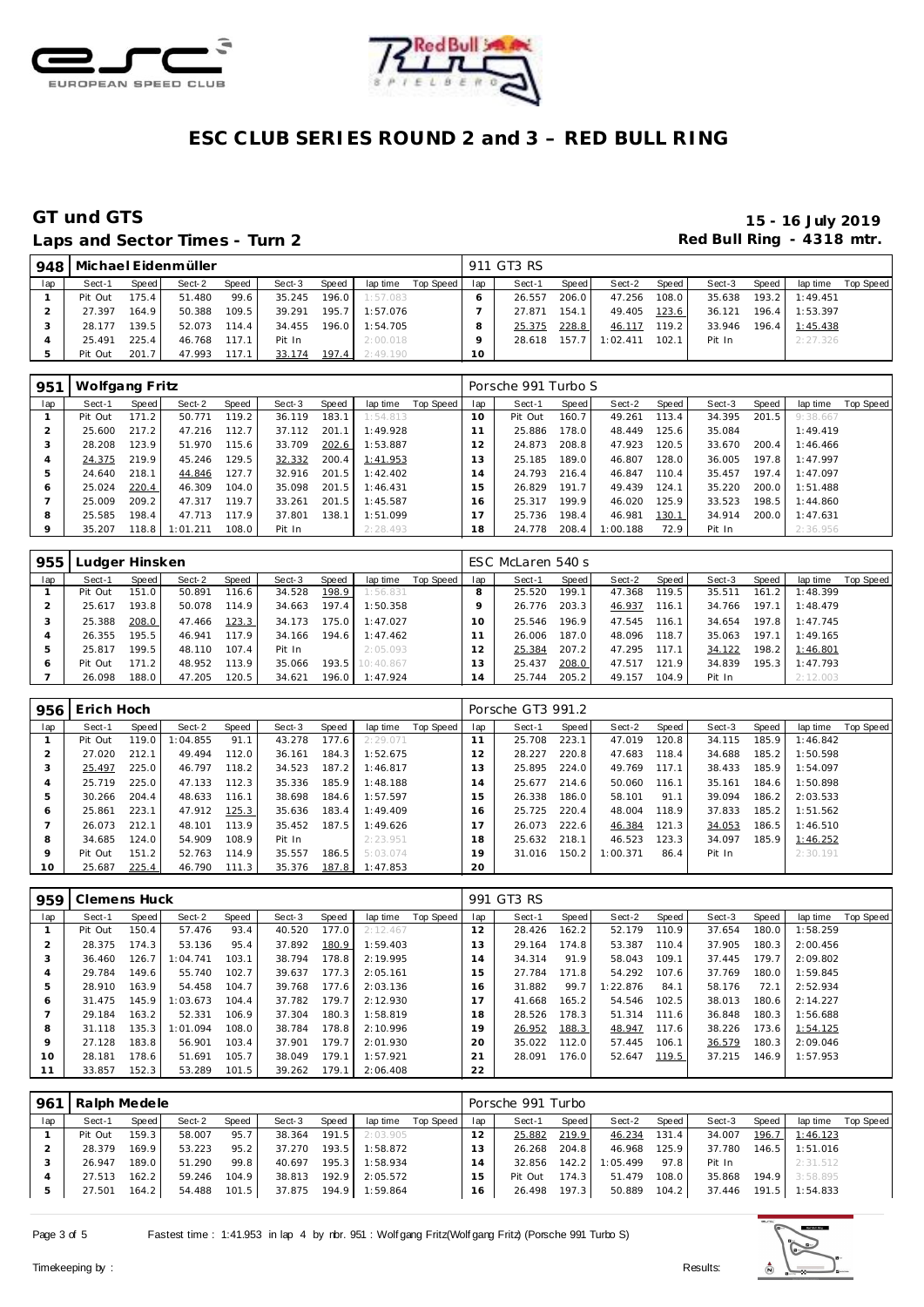# ESC CLUB SERIES ROUND 2 and 3 – RED BULL RING

## GT und GTS

**15 - 16 July 2019**

**Laps and Sector Times - Turn 2**

**Red Bull Ring - 4318 mtr.**

| 948 | Michael Eidenmüller | | | | | | | | 911 GT3 RS | | | | | | | | |
|---|---|---|---|---|---|---|---|---|---|---|---|---|---|---|---|---|---|
| lap | Sect-1 | Speed | Sect-2 | Speed | Sect-3 | Speed | lap time | Top Speed | lap | Sect-1 | Speed | Sect-2 | Speed | Sect-3 | Speed | lap time | Top Speed |
| 1 | Pit Out | 175.4 | 51.480 | 99.6 | 35.245 | 196.0 | 1:57.083 | | 6 | 26.557 | 206.0 | 47.256 | 108.0 | 35.638 | 193.2 | 1:49.451 | |
| 2 | 27.397 | 164.9 | 50.388 | 109.5 | 39.291 | 195.7 | 1:57.076 | | 7 | 27.871 | 154.1 | 49.405 | 123.6 | 36.121 | 196.4 | 1:53.397 | |
| 3 | 28.177 | 139.5 | 52.073 | 114.4 | 34.455 | 196.0 | 1:54.705 | | 8 | 25.375 | 228.8 | 46.117 | 119.2 | 33.946 | 196.4 | 1:45.438 | |
| 4 | 25.491 | 225.4 | 46.768 | 117.1 | Pit In | | 2:00.018 | | 9 | 28.618 | 157.7 | 1:02.411 | 102.1 | Pit In | | 2:27.326 | |
| 5 | Pit Out | 201.7 | 47.993 | 117.1 | 33.174 | 197.4 | 2:49.190 | | 10 | | | | | | | | |

| 951 | Wolfgang Fritz | | | | | | | | Porsche 991 Turbo S | | | | | | | | |
|---|---|---|---|---|---|---|---|---|---|---|---|---|---|---|---|---|---|
| lap | Sect-1 | Speed | Sect-2 | Speed | Sect-3 | Speed | lap time | Top Speed | lap | Sect-1 | Speed | Sect-2 | Speed | Sect-3 | Speed | lap time | Top Speed |
| 1 | Pit Out | 171.2 | 50.771 | 119.2 | 36.119 | 183.1 | 1:54.813 | | 10 | Pit Out | 160.7 | 49.261 | 113.4 | 34.395 | 201.5 | 9:38.667 | |
| 2 | 25.600 | 217.2 | 47.216 | 112.7 | 37.112 | 201.1 | 1:49.928 | | 11 | 25.886 | 178.0 | 48.449 | 125.6 | 35.084 | | 1:49.419 | |
| 3 | 28.208 | 123.9 | 51.970 | 115.6 | 33.709 | 202.6 | 1:53.887 | | 12 | 24.873 | 208.8 | 47.923 | 120.5 | 33.670 | 200.4 | 1:46.466 | |
| 4 | 24.375 | 219.9 | 45.246 | 129.5 | 32.332 | 200.4 | 1:41.953 | | 13 | 25.185 | 189.0 | 46.807 | 128.0 | 36.005 | 197.8 | 1:47.997 | |
| 5 | 24.640 | 218.1 | 44.846 | 127.7 | 32.916 | 201.5 | 1:42.402 | | 14 | 24.793 | 216.4 | 46.847 | 110.4 | 35.457 | 197.4 | 1:47.097 | |
| 6 | 25.024 | 220.4 | 46.309 | 104.0 | 35.098 | 201.5 | 1:46.431 | | 15 | 26.829 | 191.7 | 49.439 | 124.1 | 35.220 | 200.0 | 1:51.488 | |
| 7 | 25.009 | 209.2 | 47.317 | 119.7 | 33.261 | 201.5 | 1:45.587 | | 16 | 25.317 | 199.9 | 46.020 | 125.9 | 33.523 | 198.5 | 1:44.860 | |
| 8 | 25.585 | 198.4 | 47.713 | 117.9 | 37.801 | 138.1 | 1:51.099 | | 17 | 25.736 | 198.4 | 46.981 | 130.1 | 34.914 | 200.0 | 1:47.631 | |
| 9 | 35.207 | 118.8 | 1:01.211 | 108.0 | Pit In | | 2:28.493 | | 18 | 24.778 | 208.4 | 1:00.188 | 72.9 | Pit In | | 2:36.956 | |

| 955 | Ludger Hinsken | | | | | | | | ESC McLaren 540 s | | | | | | | | |
|---|---|---|---|---|---|---|---|---|---|---|---|---|---|---|---|---|---|
| lap | Sect-1 | Speed | Sect-2 | Speed | Sect-3 | Speed | lap time | Top Speed | lap | Sect-1 | Speed | Sect-2 | Speed | Sect-3 | Speed | lap time | Top Speed |
| 1 | Pit Out | 151.0 | 50.891 | 116.6 | 34.528 | 198.9 | 1:56.831 | | 8 | 25.520 | 199.1 | 47.368 | 119.5 | 35.511 | 161.2 | 1:48.399 | |
| 2 | 25.617 | 193.8 | 50.078 | 114.9 | 34.663 | 197.4 | 1:50.358 | | 9 | 26.776 | 203.3 | 46.937 | 116.1 | 34.766 | 197.1 | 1:48.479 | |
| 3 | 25.388 | 208.0 | 47.466 | 123.3 | 34.173 | 175.0 | 1:47.027 | | 10 | 25.546 | 196.9 | 47.545 | 116.1 | 34.654 | 197.8 | 1:47.745 | |
| 4 | 26.355 | 195.5 | 46.941 | 117.9 | 34.166 | 194.6 | 1:47.462 | | 11 | 26.006 | 187.0 | 48.096 | 118.7 | 35.063 | 197.1 | 1:49.165 | |
| 5 | 25.817 | 199.5 | 48.110 | 107.4 | Pit In | | 2:05.093 | | 12 | 25.384 | 207.2 | 47.295 | 117.1 | 34.122 | 198.2 | 1:46.801 | |
| 6 | Pit Out | 171.2 | 48.952 | 113.9 | 35.066 | 193.5 | 10:40.867 | | 13 | 25.437 | 208.0 | 47.517 | 121.9 | 34.839 | 195.3 | 1:47.793 | |
| 7 | 26.098 | 188.0 | 47.205 | 120.5 | 34.621 | 196.0 | 1:47.924 | | 14 | 25.744 | 205.2 | 49.157 | 104.9 | Pit In | | 2:12.003 | |

| 956 | Erich Hoch | | | | | | | | Porsche GT3 991.2 | | | | | | | | |
|---|---|---|---|---|---|---|---|---|---|---|---|---|---|---|---|---|---|
| lap | Sect-1 | Speed | Sect-2 | Speed | Sect-3 | Speed | lap time | Top Speed | lap | Sect-1 | Speed | Sect-2 | Speed | Sect-3 | Speed | lap time | Top Speed |
| 1 | Pit Out | 119.0 | 1:04.855 | 91.1 | 43.278 | 177.6 | 2:29.071 | | 11 | 25.708 | 223.1 | 47.019 | 120.8 | 34.115 | 185.9 | 1:46.842 | |
| 2 | 27.020 | 212.1 | 49.494 | 112.0 | 36.161 | 184.3 | 1:52.675 | | 12 | 28.227 | 220.8 | 47.683 | 118.4 | 34.688 | 185.2 | 1:50.598 | |
| 3 | 25.497 | 225.0 | 46.797 | 118.2 | 34.523 | 187.2 | 1:46.817 | | 13 | 25.895 | 224.0 | 49.769 | 117.1 | 38.433 | 185.9 | 1:54.097 | |
| 4 | 25.719 | 225.0 | 47.133 | 112.3 | 35.336 | 185.9 | 1:48.188 | | 14 | 25.677 | 214.6 | 50.060 | 116.1 | 35.161 | 184.6 | 1:50.898 | |
| 5 | 30.266 | 204.4 | 48.633 | 116.1 | 38.698 | 184.6 | 1:57.597 | | 15 | 26.338 | 186.0 | 58.101 | 91.1 | 39.094 | 186.2 | 2:03.533 | |
| 6 | 25.861 | 223.1 | 47.912 | 125.3 | 35.636 | 183.4 | 1:49.409 | | 16 | 25.725 | 220.4 | 48.004 | 118.9 | 37.833 | 185.2 | 1:51.562 | |
| 7 | 26.073 | 212.1 | 48.101 | 113.9 | 35.452 | 187.5 | 1:49.626 | | 17 | 26.073 | 222.6 | 46.384 | 121.3 | 34.053 | 186.5 | 1:46.510 | |
| 8 | 34.685 | 124.0 | 54.909 | 108.9 | Pit In | | 2:23.951 | | 18 | 25.632 | 218.1 | 46.523 | 123.3 | 34.097 | 185.9 | 1:46.252 | |
| 9 | Pit Out | 151.2 | 52.763 | 114.9 | 35.557 | 186.5 | 5:03.074 | | 19 | 31.016 | 150.2 | 1:00.371 | 86.4 | Pit In | | 2:30.191 | |
| 10 | 25.687 | 225.4 | 46.790 | 111.3 | 35.376 | 187.8 | 1:47.853 | | 20 | | | | | | | | |

| 959 | Clemens Huck | | | | | | | | 991 GT3 RS | | | | | | | | |
|---|---|---|---|---|---|---|---|---|---|---|---|---|---|---|---|---|---|
| lap | Sect-1 | Speed | Sect-2 | Speed | Sect-3 | Speed | lap time | Top Speed | lap | Sect-1 | Speed | Sect-2 | Speed | Sect-3 | Speed | lap time | Top Speed |
| 1 | Pit Out | 150.4 | 57.476 | 93.4 | 40.520 | 177.0 | 2:12.467 | | 12 | 28.426 | 162.2 | 52.179 | 110.9 | 37.654 | 180.0 | 1:58.259 | |
| 2 | 28.375 | 174.3 | 53.136 | 95.4 | 37.892 | 180.9 | 1:59.403 | | 13 | 29.164 | 174.8 | 53.387 | 110.4 | 37.905 | 180.3 | 2:00.456 | |
| 3 | 36.460 | 126.7 | 1:04.741 | 103.1 | 38.794 | 178.8 | 2:19.995 | | 14 | 34.314 | 91.9 | 58.043 | 109.1 | 37.445 | 179.7 | 2:09.802 | |
| 4 | 29.784 | 149.6 | 55.740 | 102.7 | 39.637 | 177.3 | 2:05.161 | | 15 | 27.784 | 171.8 | 54.292 | 107.6 | 37.769 | 180.0 | 1:59.845 | |
| 5 | 28.910 | 163.9 | 54.458 | 104.7 | 39.768 | 177.6 | 2:03.136 | | 16 | 31.882 | 99.7 | 1:22.876 | 84.1 | 58.176 | 72.1 | 2:52.934 | |
| 6 | 31.475 | 145.9 | 1:03.673 | 104.4 | 37.782 | 179.7 | 2:12.930 | | 17 | 41.668 | 165.2 | 54.546 | 102.5 | 38.013 | 180.6 | 2:14.227 | |
| 7 | 29.184 | 163.2 | 52.331 | 106.9 | 37.304 | 180.3 | 1:58.819 | | 18 | 28.526 | 178.3 | 51.314 | 111.6 | 36.848 | 180.3 | 1:56.688 | |
| 8 | 31.118 | 135.3 | 1:01.094 | 108.0 | 38.784 | 178.8 | 2:10.996 | | 19 | 26.952 | 188.3 | 48.947 | 117.6 | 38.226 | 173.6 | 1:54.125 | |
| 9 | 27.128 | 183.8 | 56.901 | 103.4 | 37.901 | 179.7 | 2:01.930 | | 20 | 35.022 | 112.0 | 57.445 | 106.1 | 36.579 | 180.3 | 2:09.046 | |
| 10 | 28.181 | 178.6 | 51.691 | 105.7 | 38.049 | 179.1 | 1:57.921 | | 21 | 28.091 | 176.0 | 52.647 | 119.5 | 37.215 | 146.9 | 1:57.953 | |
| 11 | 33.857 | 152.3 | 53.289 | 101.5 | 39.262 | 179.1 | 2:06.408 | | 22 | | | | | | | | |

| 961 | Ralph Medele | | | | | | | | Porsche 991 Turbo | | | | | | | | |
|---|---|---|---|---|---|---|---|---|---|---|---|---|---|---|---|---|---|
| lap | Sect-1 | Speed | Sect-2 | Speed | Sect-3 | Speed | lap time | Top Speed | lap | Sect-1 | Speed | Sect-2 | Speed | Sect-3 | Speed | lap time | Top Speed |
| 1 | Pit Out | 159.3 | 58.007 | 95.7 | 38.364 | 191.5 | 2:03.905 | | 12 | 25.882 | 219.9 | 46.234 | 131.4 | 34.007 | 196.7 | 1:46.123 | |
| 2 | 28.379 | 169.9 | 53.223 | 95.2 | 37.270 | 193.5 | 1:58.872 | | 13 | 26.268 | 204.8 | 46.968 | 125.9 | 37.780 | 146.5 | 1:51.016 | |
| 3 | 26.947 | 189.0 | 51.290 | 99.8 | 40.697 | 195.3 | 1:58.934 | | 14 | 32.856 | 142.2 | 1:05.499 | 97.8 | Pit In | | 2:31.512 | |
| 4 | 27.513 | 162.2 | 59.246 | 104.9 | 38.813 | 192.9 | 2:05.572 | | 15 | Pit Out | 174.3 | 51.479 | 108.0 | 35.868 | 194.9 | 3:58.895 | |
| 5 | 27.501 | 164.2 | 54.488 | 101.5 | 37.875 | 194.9 | 1:59.864 | | 16 | 26.498 | 197.3 | 50.889 | 104.2 | 37.446 | 191.5 | 1:54.833 | |

Fastest time : 1:41.953 in lap 4 by nbr. 951 : Wolfgang Fritz(Wolfgang Fritz) (Porsche 991 Turbo S)

Timekeeping by : Results: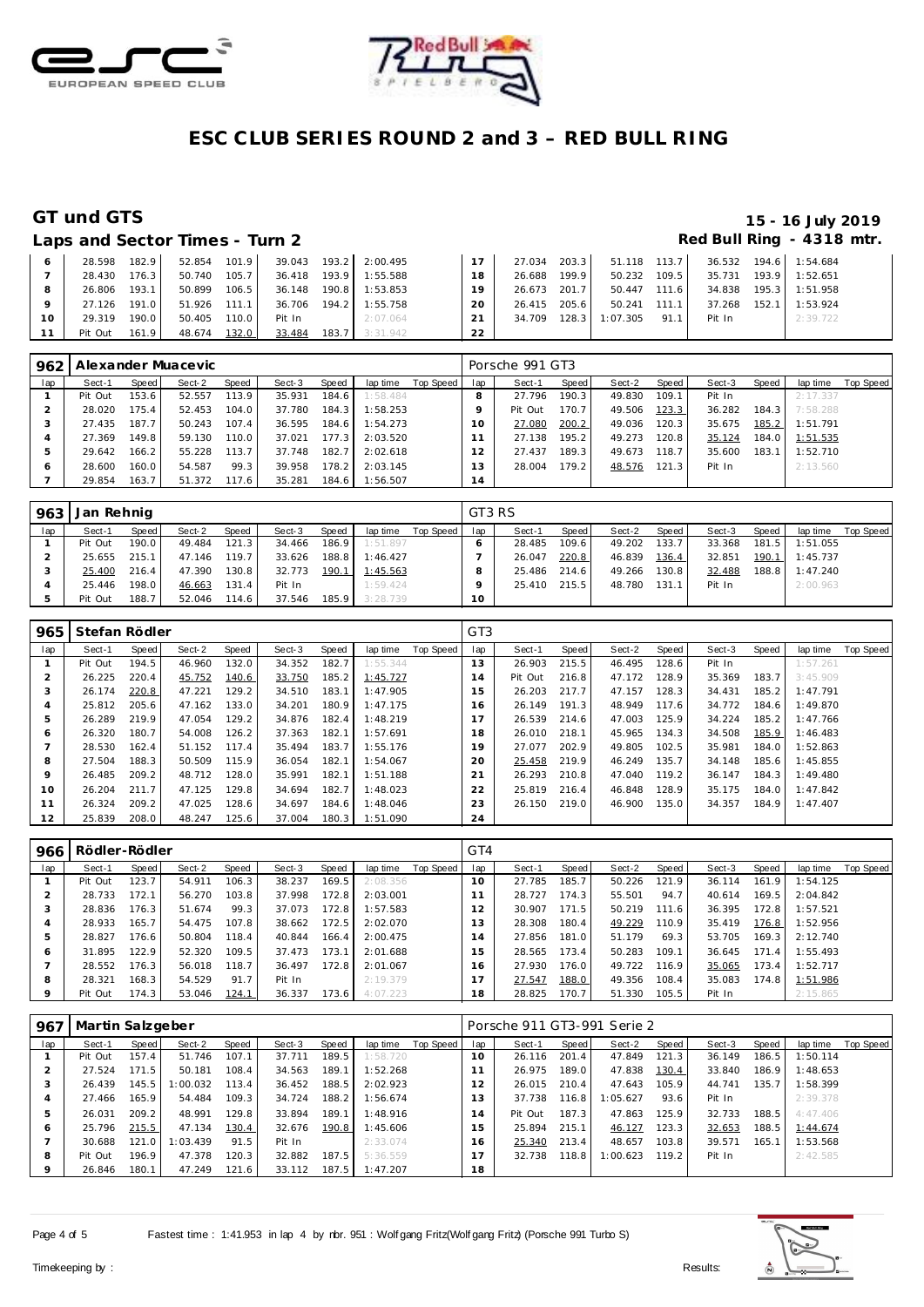# ESC CLUB SERIES ROUND 2 and 3 – RED BULL RING

## GT und GTS

15 - 16 July 2019

### Laps and Sector Times - Turn 2

Red Bull Ring - 4318 mtr.

| lap | Sect-1 | Speed | Sect-2 | Speed | Sect-3 | Speed | lap time | Top Speed | lap | Sect-1 | Speed | Sect-2 | Speed | Sect-3 | Speed | lap time | Top Speed |
|---|---|---|---|---|---|---|---|---|---|---|---|---|---|---|---|---|---|
| 6 | 28.598 | 182.9 | 52.854 | 101.9 | 39.043 | 193.2 | 2:00.495 | | 17 | 27.034 | 203.3 | 51.118 | 113.7 | 36.532 | 194.6 | 1:54.684 | |
| 7 | 28.430 | 176.3 | 50.740 | 105.7 | 36.418 | 193.9 | 1:55.588 | | 18 | 26.688 | 199.9 | 50.232 | 109.5 | 35.731 | 193.9 | 1:52.651 | |
| 8 | 26.806 | 193.1 | 50.899 | 106.5 | 36.148 | 190.8 | 1:53.853 | | 19 | 26.673 | 201.7 | 50.447 | 111.6 | 34.838 | 195.3 | 1:51.958 | |
| 9 | 27.126 | 191.0 | 51.926 | 111.1 | 36.706 | 194.2 | 1:55.758 | | 20 | 26.415 | 205.6 | 50.241 | 111.1 | 37.268 | 152.1 | 1:53.924 | |
| 10 | 29.319 | 190.0 | 50.405 | 110.0 | Pit In | | 2:07.064 | | 21 | 34.709 | 128.3 | 1:07.305 | 91.1 | Pit In | | 2:39.722 | |
| 11 | Pit Out | 161.9 | 48.674 | 132.0 | 33.484 | 183.7 | 3:31.942 | | 22 | | | | | | | | |

| 962 | Alexander Muacevic | | | | | | | | Porsche 991 GT3 | | | | | | | | |
|---|---|---|---|---|---|---|---|---|---|---|---|---|---|---|---|---|---|
| lap | Sect-1 | Speed | Sect-2 | Speed | Sect-3 | Speed | lap time | Top Speed | lap | Sect-1 | Speed | Sect-2 | Speed | Sect-3 | Speed | lap time | Top Speed |
| 1 | Pit Out | 153.6 | 52.557 | 113.9 | 35.931 | 184.6 | 1:58.484 | | 8 | 27.796 | 190.3 | 49.830 | 109.1 | Pit In | | 2:17.337 | |
| 2 | 28.020 | 175.4 | 52.453 | 104.0 | 37.780 | 184.3 | 1:58.253 | | 9 | Pit Out | 170.7 | 49.506 | 123.3 | 36.282 | 184.3 | 7:58.288 | |
| 3 | 27.435 | 187.7 | 50.243 | 107.4 | 36.595 | 184.6 | 1:54.273 | | 10 | 27.080 | 200.2 | 49.036 | 120.3 | 35.675 | 185.2 | 1:51.791 | |
| 4 | 27.369 | 149.8 | 59.130 | 110.0 | 37.021 | 177.3 | 2:03.520 | | 11 | 27.138 | 195.2 | 49.273 | 120.8 | 35.124 | 184.0 | 1:51.535 | |
| 5 | 29.642 | 166.2 | 55.228 | 113.7 | 37.748 | 182.7 | 2:02.618 | | 12 | 27.437 | 189.3 | 49.673 | 118.7 | 35.600 | 183.1 | 1:52.710 | |
| 6 | 28.600 | 160.0 | 54.587 | 99.3 | 39.958 | 178.2 | 2:03.145 | | 13 | 28.004 | 179.2 | 48.576 | 121.3 | Pit In | | 2:13.560 | |
| 7 | 29.854 | 163.7 | 51.372 | 117.6 | 35.281 | 184.6 | 1:56.507 | | 14 | | | | | | | | |

| 963 | Jan Rehnig | | | | | | | | GT3 RS | | | | | | | | |
|---|---|---|---|---|---|---|---|---|---|---|---|---|---|---|---|---|---|
| lap | Sect-1 | Speed | Sect-2 | Speed | Sect-3 | Speed | lap time | Top Speed | lap | Sect-1 | Speed | Sect-2 | Speed | Sect-3 | Speed | lap time | Top Speed |
| 1 | Pit Out | 190.0 | 49.484 | 121.3 | 34.466 | 186.9 | 1:51.897 | | 6 | 28.485 | 109.6 | 49.202 | 133.7 | 33.368 | 181.5 | 1:51.055 | |
| 2 | 25.655 | 215.1 | 47.146 | 119.7 | 33.626 | 188.8 | 1:46.427 | | 7 | 26.047 | 220.8 | 46.839 | 136.4 | 32.851 | 190.1 | 1:45.737 | |
| 3 | 25.400 | 216.4 | 47.390 | 130.8 | 32.773 | 190.1 | 1:45.563 | | 8 | 25.486 | 214.6 | 49.266 | 130.8 | 32.488 | 188.8 | 1:47.240 | |
| 4 | 25.446 | 198.0 | 46.663 | 131.4 | Pit In | | 1:59.424 | | 9 | 25.410 | 215.5 | 48.780 | 131.1 | Pit In | | 2:00.963 | |
| 5 | Pit Out | 188.7 | 52.046 | 114.6 | 37.546 | 185.9 | 3:28.739 | | 10 | | | | | | | | |

| 965 | Stefan Rödler | | | | | | | | GT3 | | | | | | | | |
|---|---|---|---|---|---|---|---|---|---|---|---|---|---|---|---|---|---|
| lap | Sect-1 | Speed | Sect-2 | Speed | Sect-3 | Speed | lap time | Top Speed | lap | Sect-1 | Speed | Sect-2 | Speed | Sect-3 | Speed | lap time | Top Speed |
| 1 | Pit Out | 194.5 | 46.960 | 132.0 | 34.352 | 182.7 | 1:55.344 | | 13 | 26.903 | 215.5 | 46.495 | 128.6 | Pit In | | 1:57.261 | |
| 2 | 26.225 | 220.4 | 45.752 | 140.6 | 33.750 | 185.2 | 1:45.727 | | 14 | Pit Out | 216.8 | 47.172 | 128.9 | 35.369 | 183.7 | 3:45.909 | |
| 3 | 26.174 | 220.8 | 47.221 | 129.2 | 34.510 | 183.1 | 1:47.905 | | 15 | 26.203 | 217.7 | 47.157 | 128.3 | 34.431 | 185.2 | 1:47.791 | |
| 4 | 25.812 | 205.6 | 47.162 | 133.0 | 34.201 | 180.9 | 1:47.175 | | 16 | 26.149 | 191.3 | 48.949 | 117.6 | 34.772 | 184.6 | 1:49.870 | |
| 5 | 26.289 | 219.9 | 47.054 | 129.2 | 34.876 | 182.4 | 1:48.219 | | 17 | 26.539 | 214.6 | 47.003 | 125.9 | 34.224 | 185.2 | 1:47.766 | |
| 6 | 26.320 | 180.7 | 54.008 | 126.2 | 37.363 | 182.1 | 1:57.691 | | 18 | 26.010 | 218.1 | 45.965 | 134.3 | 34.508 | 185.9 | 1:46.483 | |
| 7 | 28.530 | 162.4 | 51.152 | 117.4 | 35.494 | 183.7 | 1:55.176 | | 19 | 27.077 | 202.9 | 49.805 | 102.5 | 35.981 | 184.0 | 1:52.863 | |
| 8 | 27.504 | 188.3 | 50.509 | 115.9 | 36.054 | 182.1 | 1:54.067 | | 20 | 25.458 | 219.9 | 46.249 | 135.7 | 34.148 | 185.6 | 1:45.855 | |
| 9 | 26.485 | 209.2 | 48.712 | 128.0 | 35.991 | 182.1 | 1:51.188 | | 21 | 26.293 | 210.8 | 47.040 | 119.2 | 36.147 | 184.3 | 1:49.480 | |
| 10 | 26.204 | 211.7 | 47.125 | 129.8 | 34.694 | 182.7 | 1:48.023 | | 22 | 25.819 | 216.4 | 46.848 | 128.9 | 35.175 | 184.0 | 1:47.842 | |
| 11 | 26.324 | 209.2 | 47.025 | 128.6 | 34.697 | 184.6 | 1:48.046 | | 23 | 26.150 | 219.0 | 46.900 | 135.0 | 34.357 | 184.9 | 1:47.407 | |
| 12 | 25.839 | 208.0 | 48.247 | 125.6 | 37.004 | 180.3 | 1:51.090 | | 24 | | | | | | | | |

| 966 | Rödler-Rödler | | | | | | | | GT4 | | | | | | | | |
|---|---|---|---|---|---|---|---|---|---|---|---|---|---|---|---|---|---|
| lap | Sect-1 | Speed | Sect-2 | Speed | Sect-3 | Speed | lap time | Top Speed | lap | Sect-1 | Speed | Sect-2 | Speed | Sect-3 | Speed | lap time | Top Speed |
| 1 | Pit Out | 123.7 | 54.911 | 106.3 | 38.237 | 169.5 | 2:08.356 | | 10 | 27.785 | 185.7 | 50.226 | 121.9 | 36.114 | 161.9 | 1:54.125 | |
| 2 | 28.733 | 172.1 | 56.270 | 103.8 | 37.998 | 172.8 | 2:03.001 | | 11 | 28.727 | 174.3 | 55.501 | 94.7 | 40.614 | 169.5 | 2:04.842 | |
| 3 | 28.836 | 176.3 | 51.674 | 99.3 | 37.073 | 172.8 | 1:57.583 | | 12 | 30.907 | 171.5 | 50.219 | 111.6 | 36.395 | 172.8 | 1:57.521 | |
| 4 | 28.933 | 165.7 | 54.475 | 107.8 | 38.662 | 172.5 | 2:02.070 | | 13 | 28.308 | 180.4 | 49.229 | 110.9 | 35.419 | 176.8 | 1:52.956 | |
| 5 | 28.827 | 176.6 | 50.804 | 118.4 | 40.844 | 166.4 | 2:00.475 | | 14 | 27.856 | 181.0 | 51.179 | 69.3 | 53.705 | 169.3 | 2:12.740 | |
| 6 | 31.895 | 122.9 | 52.320 | 109.5 | 37.473 | 173.1 | 2:01.688 | | 15 | 28.565 | 173.4 | 50.283 | 109.1 | 36.645 | 171.4 | 1:55.493 | |
| 7 | 28.552 | 176.3 | 56.018 | 118.7 | 36.497 | 172.8 | 2:01.067 | | 16 | 27.930 | 176.0 | 49.722 | 116.9 | 35.065 | 173.4 | 1:52.717 | |
| 8 | 28.321 | 168.3 | 54.529 | 91.7 | Pit In | | 2:19.379 | | 17 | 27.547 | 188.0 | 49.356 | 108.4 | 35.083 | 174.8 | 1:51.986 | |
| 9 | Pit Out | 174.3 | 53.046 | 124.1 | 36.337 | 173.6 | 4:07.223 | | 18 | 28.825 | 170.7 | 51.330 | 105.5 | Pit In | | 2:15.865 | |

| 967 | Martin Salzgeber | | | | | | | | Porsche 911 GT3-991 Serie 2 | | | | | | | | |
|---|---|---|---|---|---|---|---|---|---|---|---|---|---|---|---|---|---|
| lap | Sect-1 | Speed | Sect-2 | Speed | Sect-3 | Speed | lap time | Top Speed | lap | Sect-1 | Speed | Sect-2 | Speed | Sect-3 | Speed | lap time | Top Speed |
| 1 | Pit Out | 157.4 | 51.746 | 107.1 | 37.711 | 189.5 | 1:58.720 | | 10 | 26.116 | 201.4 | 47.849 | 121.3 | 36.149 | 186.5 | 1:50.114 | |
| 2 | 27.524 | 171.5 | 50.181 | 108.4 | 34.563 | 189.1 | 1:52.268 | | 11 | 26.975 | 189.0 | 47.838 | 130.4 | 33.840 | 186.9 | 1:48.653 | |
| 3 | 26.439 | 145.5 | 1:00.032 | 113.4 | 36.452 | 188.5 | 2:02.923 | | 12 | 26.015 | 210.4 | 47.643 | 105.9 | 44.741 | 135.7 | 1:58.399 | |
| 4 | 27.466 | 165.9 | 54.484 | 109.3 | 34.724 | 188.2 | 1:56.674 | | 13 | 37.738 | 116.8 | 1:05.627 | 93.6 | Pit In | | 2:39.378 | |
| 5 | 26.031 | 209.2 | 48.991 | 129.8 | 33.894 | 189.1 | 1:48.916 | | 14 | Pit Out | 187.3 | 47.863 | 125.9 | 32.733 | 188.5 | 4:47.406 | |
| 6 | 25.796 | 215.5 | 47.134 | 130.4 | 32.676 | 190.8 | 1:45.606 | | 15 | 25.894 | 215.1 | 46.127 | 123.3 | 32.653 | 188.5 | 1:44.674 | |
| 7 | 30.688 | 121.0 | 1:03.439 | 91.5 | Pit In | | 2:33.074 | | 16 | 25.340 | 213.4 | 48.657 | 103.8 | 39.571 | 165.1 | 1:53.568 | |
| 8 | Pit Out | 196.9 | 47.378 | 120.3 | 32.882 | 187.5 | 5:36.559 | | 17 | 32.738 | 118.8 | 1:00.623 | 119.2 | Pit In | | 2:42.585 | |
| 9 | 26.846 | 180.1 | 47.249 | 121.6 | 33.112 | 187.5 | 1:47.207 | | 18 | | | | | | | | |

Fastest time : 1:41.953 in lap 4 by nbr. 951 : Wolfgang Fritz(Wolfgang Fritz) (Porsche 991 Turbo S)

Timekeeping by : Results: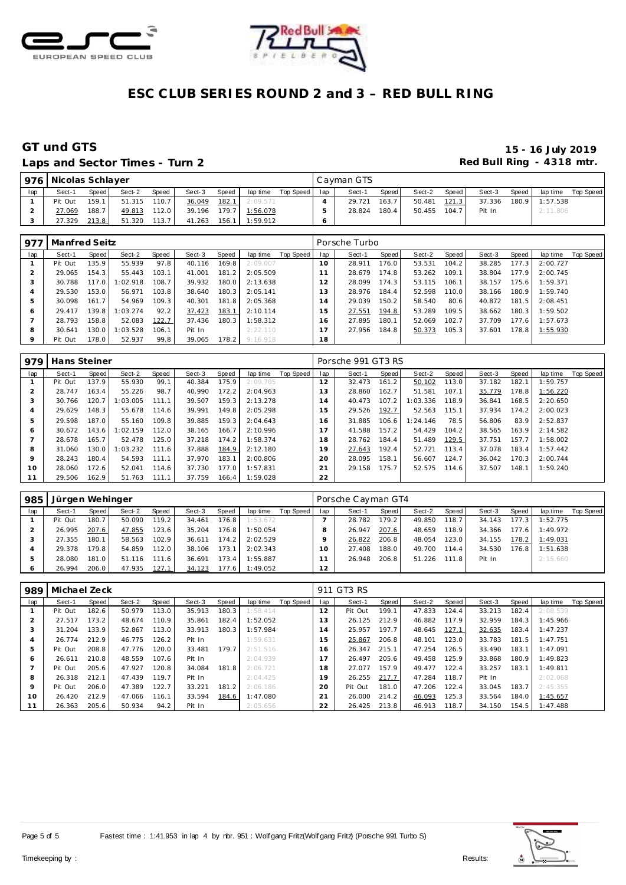# ESC CLUB SERIES ROUND 2 and 3 – RED BULL RING

## GT und GTS

**15 - 16 July 2019**

**Laps and Sector Times - Turn 2**

**Red Bull Ring - 4318 mtr.**

| 976 | Nicolas Schlayer | | | | | | | | Cayman GTS | | | | | | | | |
|---|---|---|---|---|---|---|---|---|---|---|---|---|---|---|---|---|---|
| lap | Sect-1 | Speed | Sect-2 | Speed | Sect-3 | Speed | lap time | Top Speed | lap | Sect-1 | Speed | Sect-2 | Speed | Sect-3 | Speed | lap time | Top Speed |
| 1 | Pit Out | 159.1 | 51.315 | 110.7 | 36.049 | 182.1 | 2:09.571 | | 4 | 29.721 | 163.7 | 50.481 | 121.3 | 37.336 | 180.9 | 1:57.538 | |
| 2 | 27.069 | 188.7 | 49.813 | 112.0 | 39.196 | 179.7 | 1:56.078 | | 5 | 28.824 | 180.4 | 50.455 | 104.7 | Pit In | | 2:11.806 | |
| 3 | 27.329 | 213.8 | 51.320 | 113.7 | 41.263 | 156.1 | 1:59.912 | | 6 | | | | | | | | |

| 977 | Manfred Seitz | | | | | | | | Porsche Turbo | | | | | | | | |
|---|---|---|---|---|---|---|---|---|---|---|---|---|---|---|---|---|---|
| lap | Sect-1 | Speed | Sect-2 | Speed | Sect-3 | Speed | lap time | Top Speed | lap | Sect-1 | Speed | Sect-2 | Speed | Sect-3 | Speed | lap time | Top Speed |
| 1 | Pit Out | 135.9 | 55.939 | 97.8 | 40.116 | 169.8 | 2:09.007 | | 10 | 28.911 | 176.0 | 53.531 | 104.2 | 38.285 | 177.3 | 2:00.727 | |
| 2 | 29.065 | 154.3 | 55.443 | 103.1 | 41.001 | 181.2 | 2:05.509 | | 11 | 28.679 | 174.8 | 53.262 | 109.1 | 38.804 | 177.9 | 2:00.745 | |
| 3 | 30.788 | 117.0 | 1:02.918 | 108.7 | 39.932 | 180.0 | 2:13.638 | | 12 | 28.099 | 174.3 | 53.115 | 106.1 | 38.157 | 175.6 | 1:59.371 | |
| 4 | 29.530 | 153.0 | 56.971 | 103.8 | 38.640 | 180.3 | 2:05.141 | | 13 | 28.976 | 184.4 | 52.598 | 110.0 | 38.166 | 180.9 | 1:59.740 | |
| 5 | 30.098 | 161.7 | 54.969 | 109.3 | 40.301 | 181.8 | 2:05.368 | | 14 | 29.039 | 150.2 | 58.540 | 80.6 | 40.872 | 181.5 | 2:08.451 | |
| 6 | 29.417 | 139.8 | 1:03.274 | 92.2 | 37.423 | 183.1 | 2:10.114 | | 15 | 27.551 | 194.8 | 53.289 | 109.5 | 38.662 | 180.3 | 1:59.502 | |
| 7 | 28.793 | 158.8 | 52.083 | 122.7 | 37.436 | 180.3 | 1:58.312 | | 16 | 27.895 | 180.1 | 52.069 | 102.7 | 37.709 | 177.6 | 1:57.673 | |
| 8 | 30.641 | 130.0 | 1:03.528 | 106.1 | Pit In | | 2:22.110 | | 17 | 27.956 | 184.8 | 50.373 | 105.3 | 37.601 | 178.8 | 1:55.930 | |
| 9 | Pit Out | 178.0 | 52.937 | 99.8 | 39.065 | 178.2 | 9:16.918 | | 18 | | | | | | | | |

| 979 | Hans Steiner | | | | | | | | Porsche 991 GT3 RS | | | | | | | | |
|---|---|---|---|---|---|---|---|---|---|---|---|---|---|---|---|---|---|
| lap | Sect-1 | Speed | Sect-2 | Speed | Sect-3 | Speed | lap time | Top Speed | lap | Sect-1 | Speed | Sect-2 | Speed | Sect-3 | Speed | lap time | Top Speed |
| 1 | Pit Out | 137.9 | 55.930 | 99.1 | 40.384 | 175.9 | 2:09.705 | | 12 | 32.473 | 161.2 | 50.102 | 113.0 | 37.182 | 182.1 | 1:59.757 | |
| 2 | 28.747 | 163.4 | 55.226 | 98.7 | 40.990 | 172.2 | 2:04.963 | | 13 | 28.860 | 162.7 | 51.581 | 107.1 | 35.779 | 178.8 | 1:56.220 | |
| 3 | 30.766 | 120.7 | 1:03.005 | 111.1 | 39.507 | 159.3 | 2:13.278 | | 14 | 40.473 | 107.2 | 1:03.336 | 118.9 | 36.841 | 168.5 | 2:20.650 | |
| 4 | 29.629 | 148.3 | 55.678 | 114.6 | 39.991 | 149.8 | 2:05.298 | | 15 | 29.526 | 192.7 | 52.563 | 115.1 | 37.934 | 174.2 | 2:00.023 | |
| 5 | 29.598 | 187.0 | 55.160 | 109.8 | 39.885 | 159.3 | 2:04.643 | | 16 | 31.885 | 106.6 | 1:24.146 | 78.5 | 56.806 | 83.9 | 2:52.837 | |
| 6 | 30.672 | 143.6 | 1:02.159 | 112.0 | 38.165 | 166.7 | 2:10.996 | | 17 | 41.588 | 157.2 | 54.429 | 104.2 | 38.565 | 163.9 | 2:14.582 | |
| 7 | 28.678 | 165.7 | 52.478 | 125.0 | 37.218 | 174.2 | 1:58.374 | | 18 | 28.762 | 184.4 | 51.489 | 129.5 | 37.751 | 157.7 | 1:58.002 | |
| 8 | 31.060 | 130.0 | 1:03.232 | 111.6 | 37.888 | 184.9 | 2:12.180 | | 19 | 27.643 | 192.4 | 52.721 | 113.4 | 37.078 | 183.4 | 1:57.442 | |
| 9 | 28.243 | 180.4 | 54.593 | 111.1 | 37.970 | 183.1 | 2:00.806 | | 20 | 28.095 | 158.1 | 56.607 | 124.7 | 36.042 | 170.3 | 2:00.744 | |
| 10 | 28.060 | 172.6 | 52.041 | 114.6 | 37.730 | 177.0 | 1:57.831 | | 21 | 29.158 | 175.7 | 52.575 | 114.6 | 37.507 | 148.1 | 1:59.240 | |
| 11 | 29.506 | 162.9 | 51.763 | 111.1 | 37.759 | 166.4 | 1:59.028 | | 22 | | | | | | | | |

| 985 | Jürgen Wehinger | | | | | | | | Porsche Cayman GT4 | | | | | | | | |
|---|---|---|---|---|---|---|---|---|---|---|---|---|---|---|---|---|---|
| lap | Sect-1 | Speed | Sect-2 | Speed | Sect-3 | Speed | lap time | Top Speed | lap | Sect-1 | Speed | Sect-2 | Speed | Sect-3 | Speed | lap time | Top Speed |
| 1 | Pit Out | 180.7 | 50.090 | 119.2 | 34.461 | 176.8 | 1:53.672 | | 7 | 28.782 | 179.2 | 49.850 | 118.7 | 34.143 | 177.3 | 1:52.775 | |
| 2 | 26.995 | 207.6 | 47.855 | 123.6 | 35.204 | 176.8 | 1:50.054 | | 8 | 26.947 | 207.6 | 48.659 | 118.9 | 34.366 | 177.6 | 1:49.972 | |
| 3 | 27.355 | 180.1 | 58.563 | 102.9 | 36.611 | 174.2 | 2:02.529 | | 9 | 26.822 | 206.8 | 48.054 | 123.0 | 34.155 | 178.2 | 1:49.031 | |
| 4 | 29.378 | 179.8 | 54.859 | 112.0 | 38.106 | 173.1 | 2:02.343 | | 10 | 27.408 | 188.0 | 49.700 | 114.4 | 34.530 | 176.8 | 1:51.638 | |
| 5 | 28.080 | 181.0 | 51.116 | 111.6 | 36.691 | 173.4 | 1:55.887 | | 11 | 26.948 | 206.8 | 51.226 | 111.8 | Pit In | | 2:15.660 | |
| 6 | 26.994 | 206.0 | 47.935 | 127.1 | 34.123 | 177.6 | 1:49.052 | | 12 | | | | | | | | |

| 989 | Michael Zeck | | | | | | | | 911 GT3 RS | | | | | | | | |
|---|---|---|---|---|---|---|---|---|---|---|---|---|---|---|---|---|---|
| lap | Sect-1 | Speed | Sect-2 | Speed | Sect-3 | Speed | lap time | Top Speed | lap | Sect-1 | Speed | Sect-2 | Speed | Sect-3 | Speed | lap time | Top Speed |
| 1 | Pit Out | 182.6 | 50.979 | 113.0 | 35.913 | 180.3 | 1:58.414 | | 12 | Pit Out | 199.1 | 47.833 | 124.4 | 33.213 | 182.4 | 2:08.539 | |
| 2 | 27.517 | 173.2 | 48.674 | 110.9 | 35.861 | 182.4 | 1:52.052 | | 13 | 26.125 | 212.9 | 46.882 | 117.9 | 32.959 | 184.3 | 1:45.966 | |
| 3 | 31.204 | 133.9 | 52.867 | 113.0 | 33.913 | 180.3 | 1:57.984 | | 14 | 25.957 | 197.7 | 48.645 | 127.1 | 32.635 | 183.4 | 1:47.237 | |
| 4 | 26.774 | 212.9 | 46.775 | 126.2 | Pit In | | 1:59.631 | | 15 | 25.867 | 206.8 | 48.101 | 123.0 | 33.783 | 181.5 | 1:47.751 | |
| 5 | Pit Out | 208.8 | 47.776 | 120.0 | 33.481 | 179.7 | 2:51.516 | | 16 | 26.347 | 215.1 | 47.254 | 126.5 | 33.490 | 183.1 | 1:47.091 | |
| 6 | 26.611 | 210.8 | 48.559 | 107.6 | Pit In | | 2:04.939 | | 17 | 26.497 | 205.6 | 49.458 | 125.9 | 33.868 | 180.9 | 1:49.823 | |
| 7 | Pit Out | 205.6 | 47.927 | 120.8 | 34.084 | 181.8 | 2:06.721 | | 18 | 27.077 | 157.9 | 49.477 | 122.4 | 33.257 | 183.1 | 1:49.811 | |
| 8 | 26.318 | 212.1 | 47.439 | 119.7 | Pit In | | 2:04.425 | | 19 | 26.255 | 217.7 | 47.284 | 118.7 | Pit In | | 2:02.068 | |
| 9 | Pit Out | 206.0 | 47.389 | 122.7 | 33.221 | 181.2 | 2:06.186 | | 20 | Pit Out | 181.0 | 47.206 | 122.4 | 33.045 | 183.7 | 2:45.355 | |
| 10 | 26.420 | 212.9 | 47.066 | 116.1 | 33.594 | 184.6 | 1:47.080 | | 21 | 26.000 | 214.2 | 46.093 | 125.3 | 33.564 | 184.0 | 1:45.657 | |
| 11 | 26.363 | 205.6 | 50.934 | 94.2 | Pit In | | 2:05.656 | | 22 | 26.425 | 213.8 | 46.913 | 118.7 | 34.150 | 154.5 | 1:47.488 | |

Fastest time : 1:41.953 in lap 4 by nbr. 951 : Wolfgang Fritz(Wolfgang Fritz) (Porsche 991 Turbo S)

Timekeeping by :

Results: